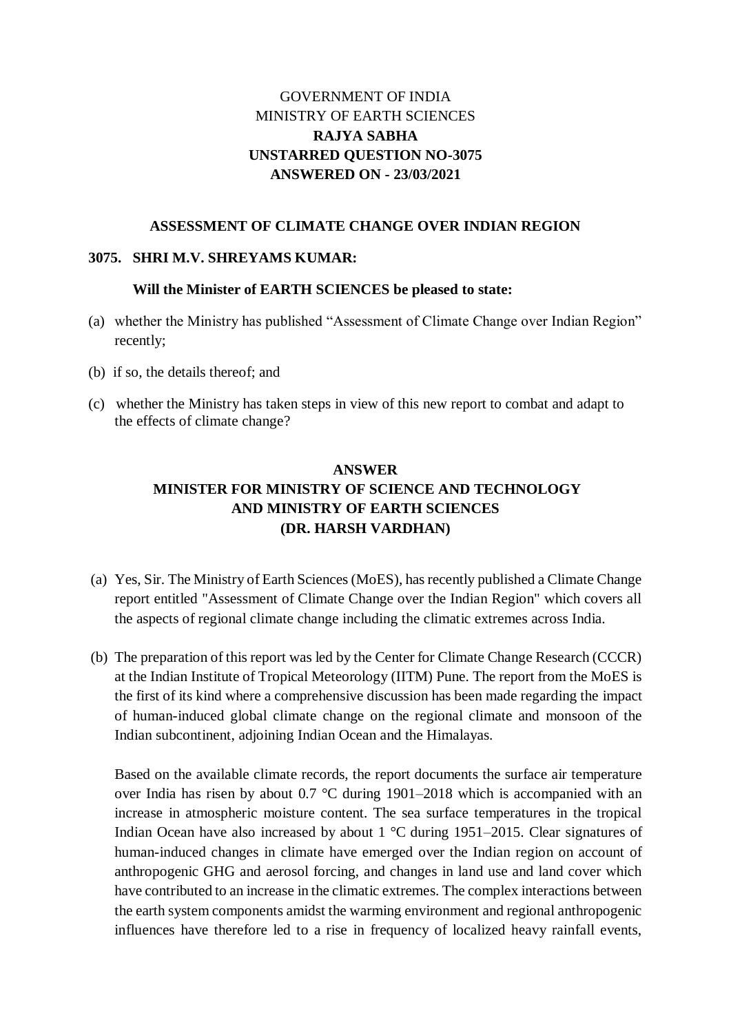GOVERNMENT OF INDIA
MINISTRY OF EARTH SCIENCES
**RAJYA SABHA**
**UNSTARRED QUESTION NO-3075**
**ANSWERED ON - 23/03/2021**

**ASSESSMENT OF CLIMATE CHANGE OVER INDIAN REGION**

**3075. SHRI M.V. SHREYAMS KUMAR:**

**Will the Minister of EARTH SCIENCES be pleased to state:**

(a) whether the Ministry has published "Assessment of Climate Change over Indian Region" recently;

(b) if so, the details thereof; and

(c) whether the Ministry has taken steps in view of this new report to combat and adapt to the effects of climate change?

**ANSWER**
**MINISTER FOR MINISTRY OF SCIENCE AND TECHNOLOGY AND MINISTRY OF EARTH SCIENCES**
**(DR. HARSH VARDHAN)**

(a) Yes, Sir. The Ministry of Earth Sciences (MoES), has recently published a Climate Change report entitled "Assessment of Climate Change over the Indian Region" which covers all the aspects of regional climate change including the climatic extremes across India.

(b) The preparation of this report was led by the Center for Climate Change Research (CCCR) at the Indian Institute of Tropical Meteorology (IITM) Pune. The report from the MoES is the first of its kind where a comprehensive discussion has been made regarding the impact of human-induced global climate change on the regional climate and monsoon of the Indian subcontinent, adjoining Indian Ocean and the Himalayas.

Based on the available climate records, the report documents the surface air temperature over India has risen by about 0.7 °C during 1901–2018 which is accompanied with an increase in atmospheric moisture content. The sea surface temperatures in the tropical Indian Ocean have also increased by about 1 °C during 1951–2015. Clear signatures of human-induced changes in climate have emerged over the Indian region on account of anthropogenic GHG and aerosol forcing, and changes in land use and land cover which have contributed to an increase in the climatic extremes. The complex interactions between the earth system components amidst the warming environment and regional anthropogenic influences have therefore led to a rise in frequency of localized heavy rainfall events,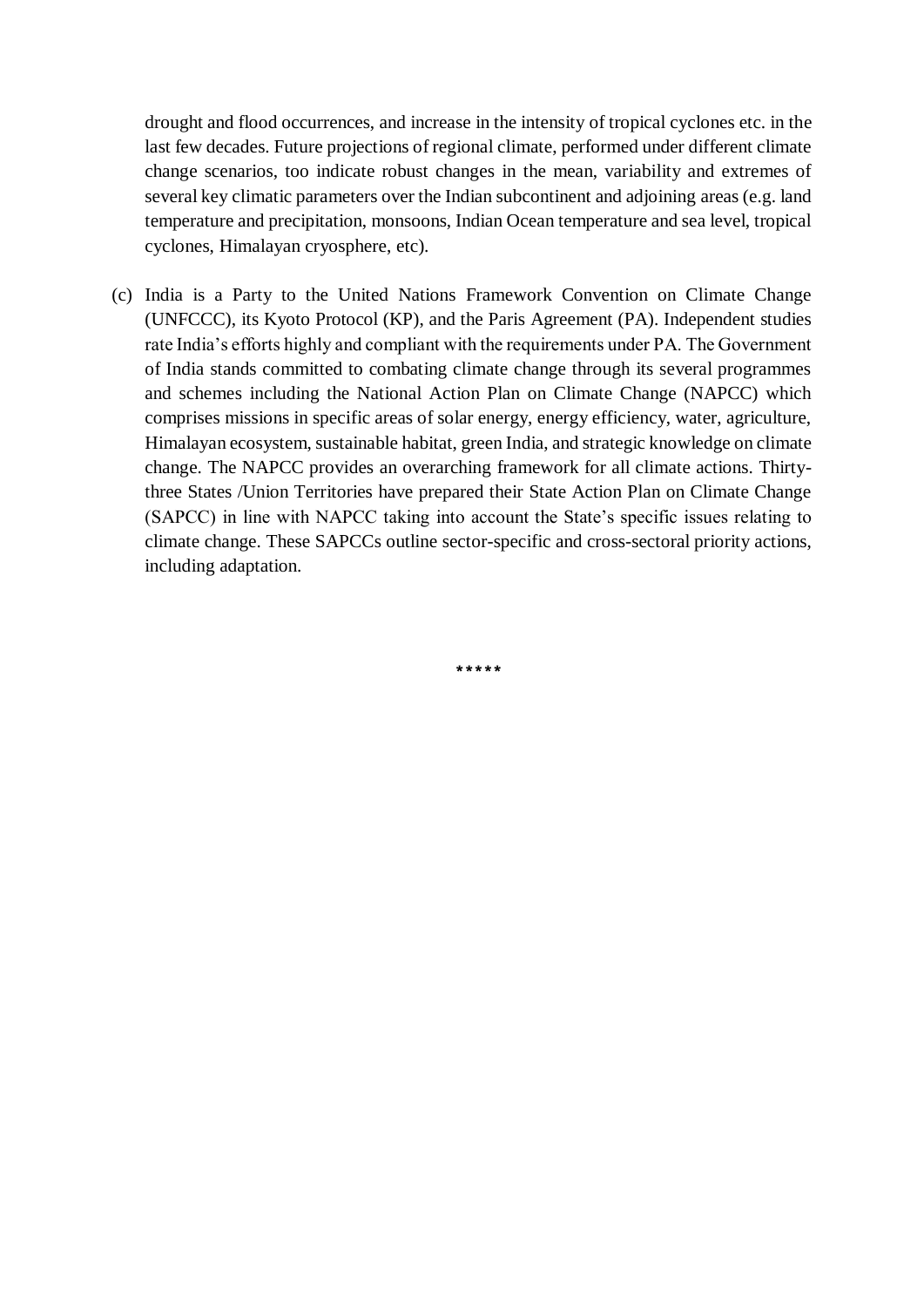drought and flood occurrences, and increase in the intensity of tropical cyclones etc. in the last few decades. Future projections of regional climate, performed under different climate change scenarios, too indicate robust changes in the mean, variability and extremes of several key climatic parameters over the Indian subcontinent and adjoining areas (e.g. land temperature and precipitation, monsoons, Indian Ocean temperature and sea level, tropical cyclones, Himalayan cryosphere, etc).

(c) India is a Party to the United Nations Framework Convention on Climate Change (UNFCCC), its Kyoto Protocol (KP), and the Paris Agreement (PA). Independent studies rate India's efforts highly and compliant with the requirements under PA. The Government of India stands committed to combating climate change through its several programmes and schemes including the National Action Plan on Climate Change (NAPCC) which comprises missions in specific areas of solar energy, energy efficiency, water, agriculture, Himalayan ecosystem, sustainable habitat, green India, and strategic knowledge on climate change. The NAPCC provides an overarching framework for all climate actions. Thirty-three States /Union Territories have prepared their State Action Plan on Climate Change (SAPCC) in line with NAPCC taking into account the State's specific issues relating to climate change. These SAPCCs outline sector-specific and cross-sectoral priority actions, including adaptation.

*****